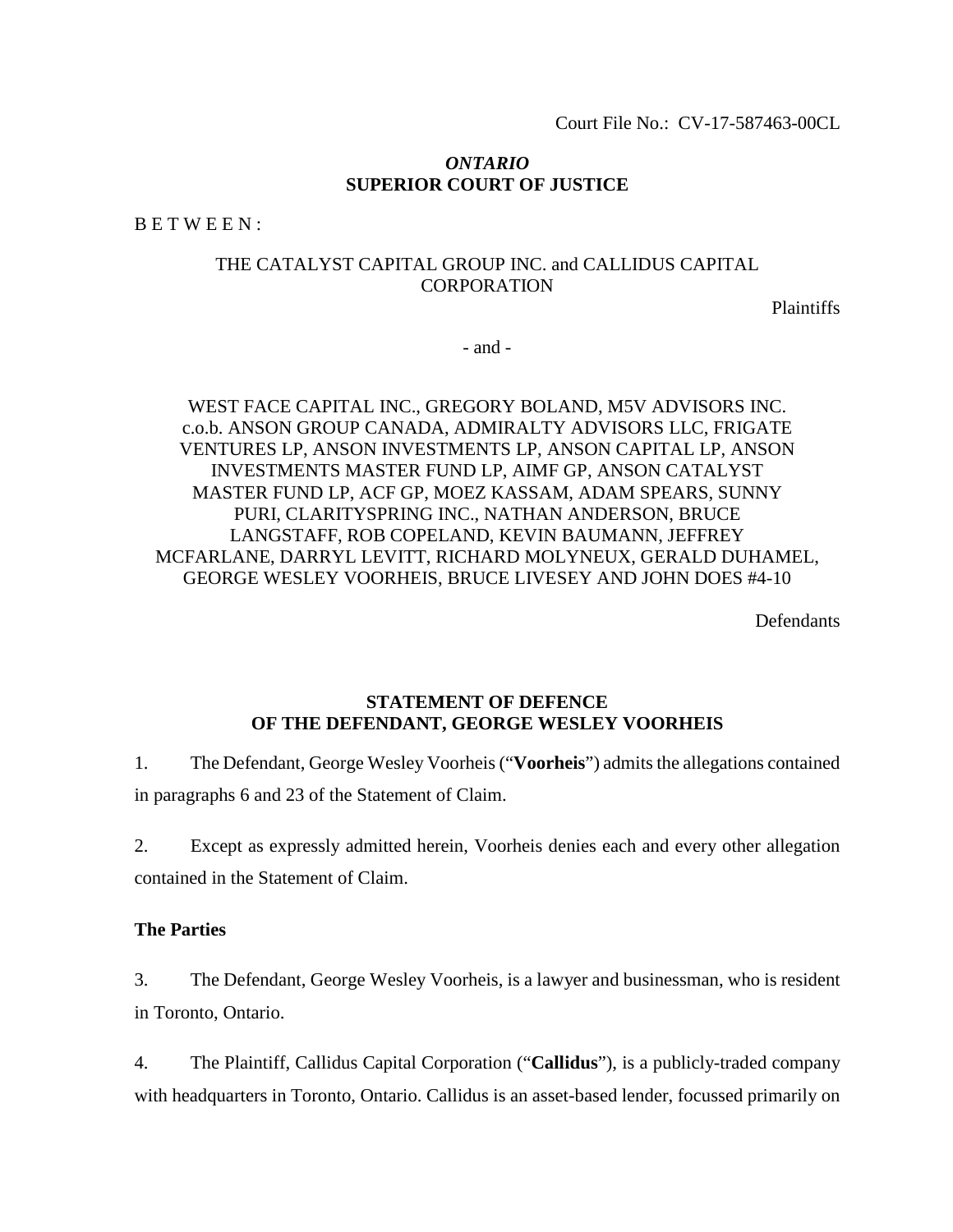Court File No.: CV-17-587463-00CL

***ONTARIO***
**SUPERIOR COURT OF JUSTICE**

B E T W E E N :

THE CATALYST CAPITAL GROUP INC. and CALLIDUS CAPITAL CORPORATION

Plaintiffs

- and -

WEST FACE CAPITAL INC., GREGORY BOLAND, M5V ADVISORS INC. c.o.b. ANSON GROUP CANADA, ADMIRALTY ADVISORS LLC, FRIGATE VENTURES LP, ANSON INVESTMENTS LP, ANSON CAPITAL LP, ANSON INVESTMENTS MASTER FUND LP, AIMF GP, ANSON CATALYST MASTER FUND LP, ACF GP, MOEZ KASSAM, ADAM SPEARS, SUNNY PURI, CLARITYSPRING INC., NATHAN ANDERSON, BRUCE LANGSTAFF, ROB COPELAND, KEVIN BAUMANN, JEFFREY MCFARLANE, DARRYL LEVITT, RICHARD MOLYNEUX, GERALD DUHAMEL, GEORGE WESLEY VOORHEIS, BRUCE LIVESEY AND JOHN DOES #4-10

Defendants

**STATEMENT OF DEFENCE**
**OF THE DEFENDANT, GEORGE WESLEY VOORHEIS**

1. The Defendant, George Wesley Voorheis ("**Voorheis**") admits the allegations contained in paragraphs 6 and 23 of the Statement of Claim.

2. Except as expressly admitted herein, Voorheis denies each and every other allegation contained in the Statement of Claim.

### The Parties

3. The Defendant, George Wesley Voorheis, is a lawyer and businessman, who is resident in Toronto, Ontario.

4. The Plaintiff, Callidus Capital Corporation ("**Callidus**"), is a publicly-traded company with headquarters in Toronto, Ontario. Callidus is an asset-based lender, focussed primarily on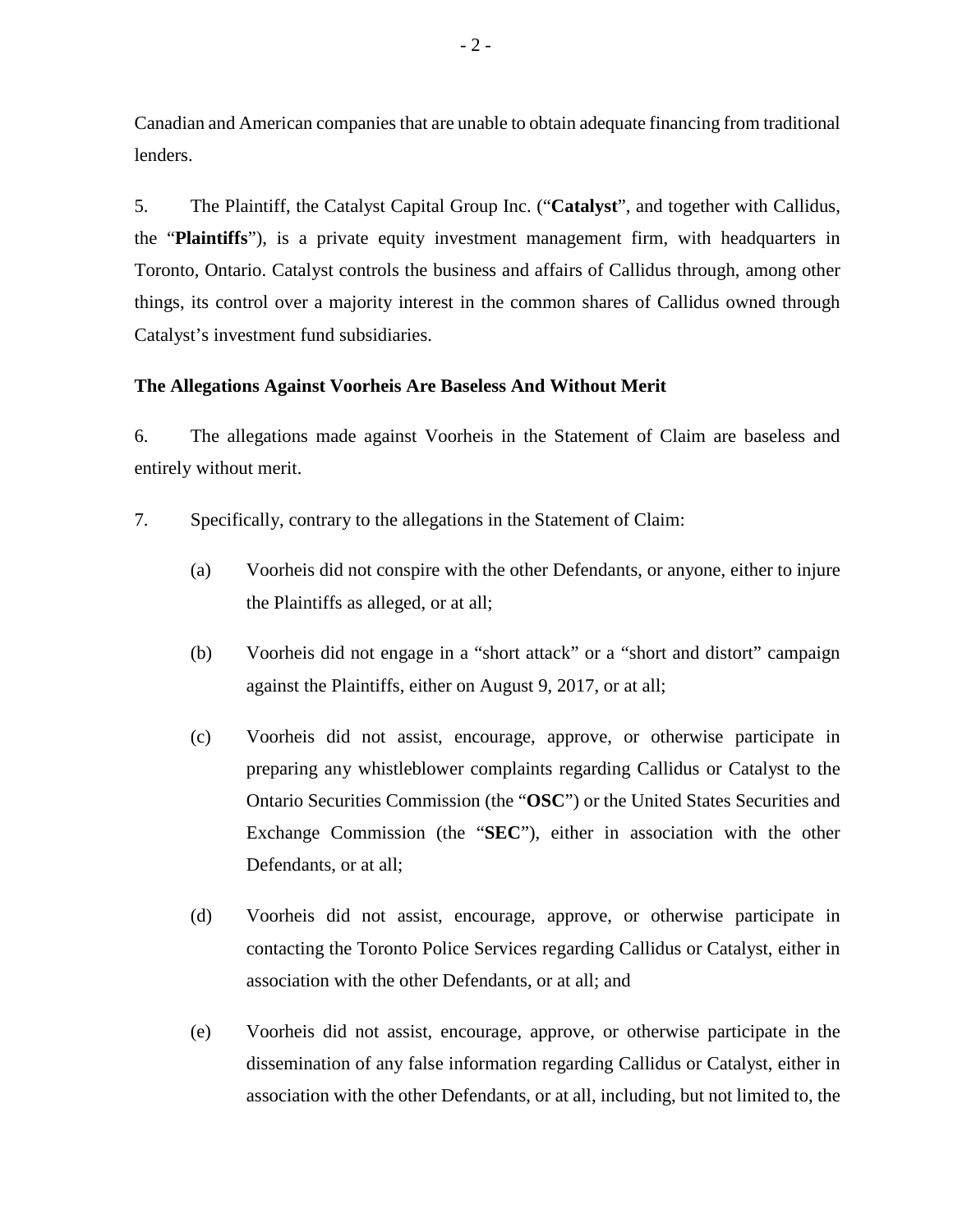Canadian and American companies that are unable to obtain adequate financing from traditional lenders.

5. The Plaintiff, the Catalyst Capital Group Inc. ("**Catalyst**", and together with Callidus, the "**Plaintiffs**"), is a private equity investment management firm, with headquarters in Toronto, Ontario. Catalyst controls the business and affairs of Callidus through, among other things, its control over a majority interest in the common shares of Callidus owned through Catalyst's investment fund subsidiaries.

**The Allegations Against Voorheis Are Baseless And Without Merit**

6. The allegations made against Voorheis in the Statement of Claim are baseless and entirely without merit.

7. Specifically, contrary to the allegations in the Statement of Claim:

(a) Voorheis did not conspire with the other Defendants, or anyone, either to injure the Plaintiffs as alleged, or at all;

(b) Voorheis did not engage in a "short attack" or a "short and distort" campaign against the Plaintiffs, either on August 9, 2017, or at all;

(c) Voorheis did not assist, encourage, approve, or otherwise participate in preparing any whistleblower complaints regarding Callidus or Catalyst to the Ontario Securities Commission (the "**OSC**") or the United States Securities and Exchange Commission (the "**SEC**"), either in association with the other Defendants, or at all;

(d) Voorheis did not assist, encourage, approve, or otherwise participate in contacting the Toronto Police Services regarding Callidus or Catalyst, either in association with the other Defendants, or at all; and

(e) Voorheis did not assist, encourage, approve, or otherwise participate in the dissemination of any false information regarding Callidus or Catalyst, either in association with the other Defendants, or at all, including, but not limited to, the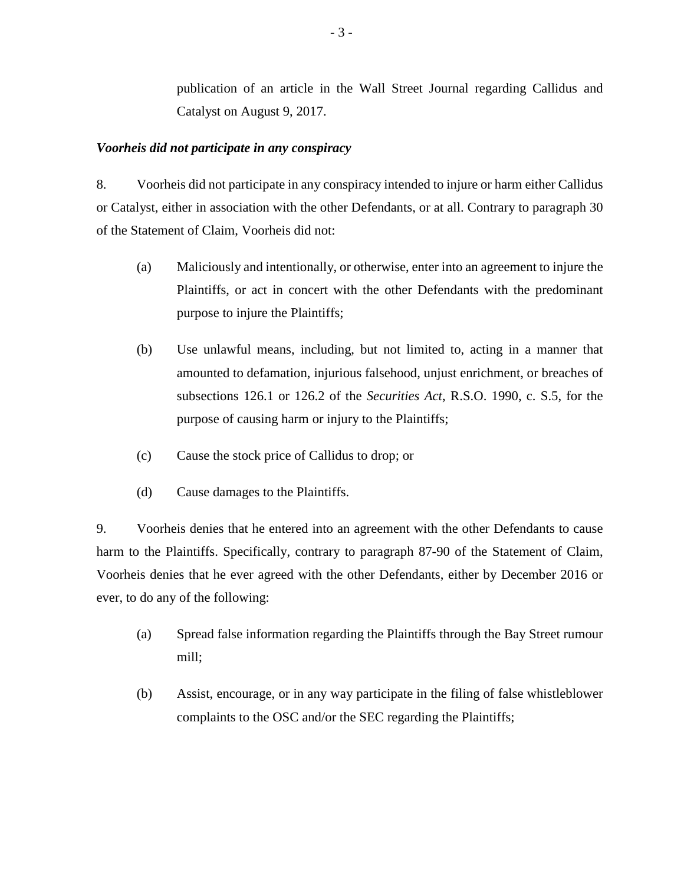publication of an article in the Wall Street Journal regarding Callidus and Catalyst on August 9, 2017.

***Voorheis did not participate in any conspiracy***

8. Voorheis did not participate in any conspiracy intended to injure or harm either Callidus or Catalyst, either in association with the other Defendants, or at all. Contrary to paragraph 30 of the Statement of Claim, Voorheis did not:

(a) Maliciously and intentionally, or otherwise, enter into an agreement to injure the Plaintiffs, or act in concert with the other Defendants with the predominant purpose to injure the Plaintiffs;

(b) Use unlawful means, including, but not limited to, acting in a manner that amounted to defamation, injurious falsehood, unjust enrichment, or breaches of subsections 126.1 or 126.2 of the *Securities Act*, R.S.O. 1990, c. S.5, for the purpose of causing harm or injury to the Plaintiffs;

(c) Cause the stock price of Callidus to drop; or

(d) Cause damages to the Plaintiffs.

9. Voorheis denies that he entered into an agreement with the other Defendants to cause harm to the Plaintiffs. Specifically, contrary to paragraph 87-90 of the Statement of Claim, Voorheis denies that he ever agreed with the other Defendants, either by December 2016 or ever, to do any of the following:

(a) Spread false information regarding the Plaintiffs through the Bay Street rumour mill;

(b) Assist, encourage, or in any way participate in the filing of false whistleblower complaints to the OSC and/or the SEC regarding the Plaintiffs;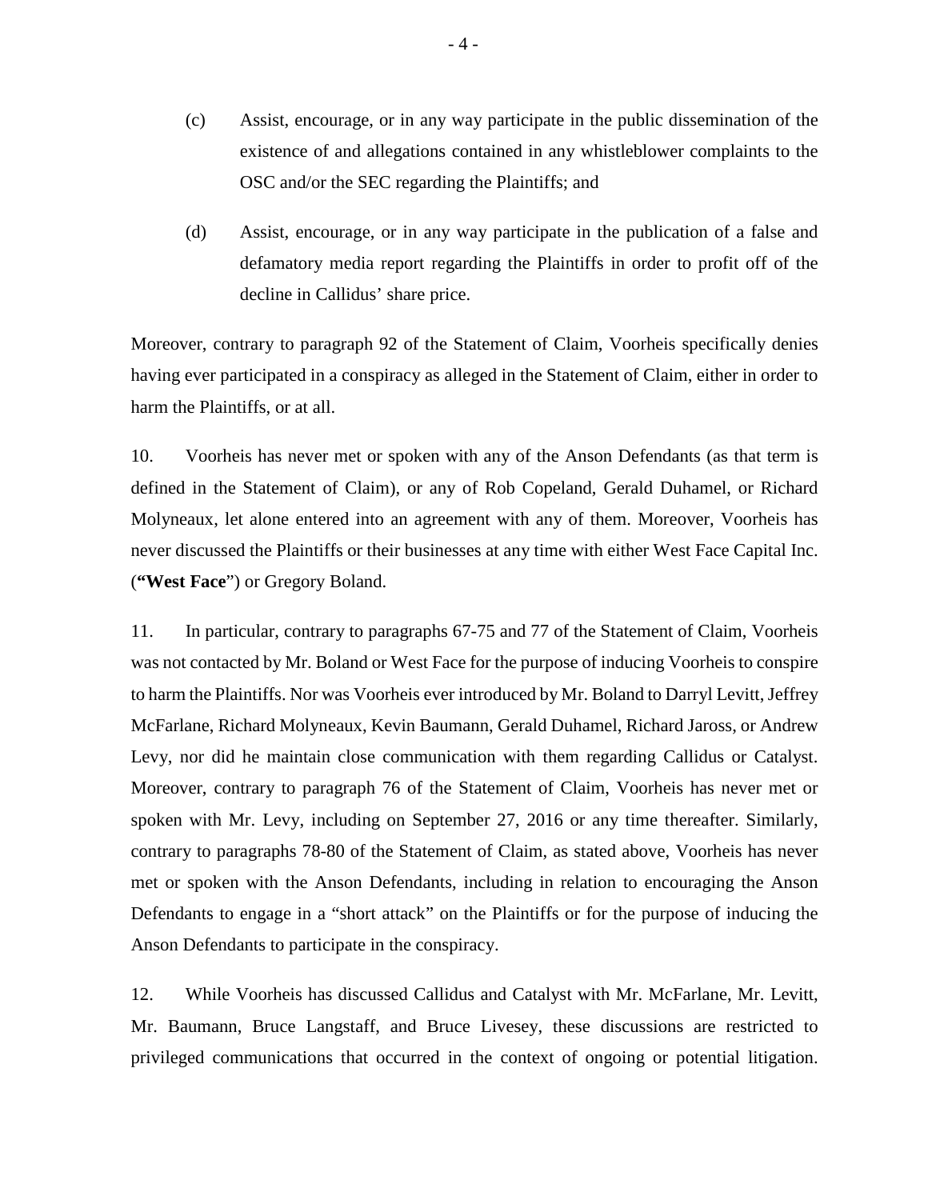(c) Assist, encourage, or in any way participate in the public dissemination of the existence of and allegations contained in any whistleblower complaints to the OSC and/or the SEC regarding the Plaintiffs; and

(d) Assist, encourage, or in any way participate in the publication of a false and defamatory media report regarding the Plaintiffs in order to profit off of the decline in Callidus' share price.

Moreover, contrary to paragraph 92 of the Statement of Claim, Voorheis specifically denies having ever participated in a conspiracy as alleged in the Statement of Claim, either in order to harm the Plaintiffs, or at all.

10. Voorheis has never met or spoken with any of the Anson Defendants (as that term is defined in the Statement of Claim), or any of Rob Copeland, Gerald Duhamel, or Richard Molyneaux, let alone entered into an agreement with any of them. Moreover, Voorheis has never discussed the Plaintiffs or their businesses at any time with either West Face Capital Inc. (**"West Face**") or Gregory Boland.

11. In particular, contrary to paragraphs 67-75 and 77 of the Statement of Claim, Voorheis was not contacted by Mr. Boland or West Face for the purpose of inducing Voorheis to conspire to harm the Plaintiffs. Nor was Voorheis ever introduced by Mr. Boland to Darryl Levitt, Jeffrey McFarlane, Richard Molyneaux, Kevin Baumann, Gerald Duhamel, Richard Jaross, or Andrew Levy, nor did he maintain close communication with them regarding Callidus or Catalyst. Moreover, contrary to paragraph 76 of the Statement of Claim, Voorheis has never met or spoken with Mr. Levy, including on September 27, 2016 or any time thereafter. Similarly, contrary to paragraphs 78-80 of the Statement of Claim, as stated above, Voorheis has never met or spoken with the Anson Defendants, including in relation to encouraging the Anson Defendants to engage in a "short attack" on the Plaintiffs or for the purpose of inducing the Anson Defendants to participate in the conspiracy.

12. While Voorheis has discussed Callidus and Catalyst with Mr. McFarlane, Mr. Levitt, Mr. Baumann, Bruce Langstaff, and Bruce Livesey, these discussions are restricted to privileged communications that occurred in the context of ongoing or potential litigation.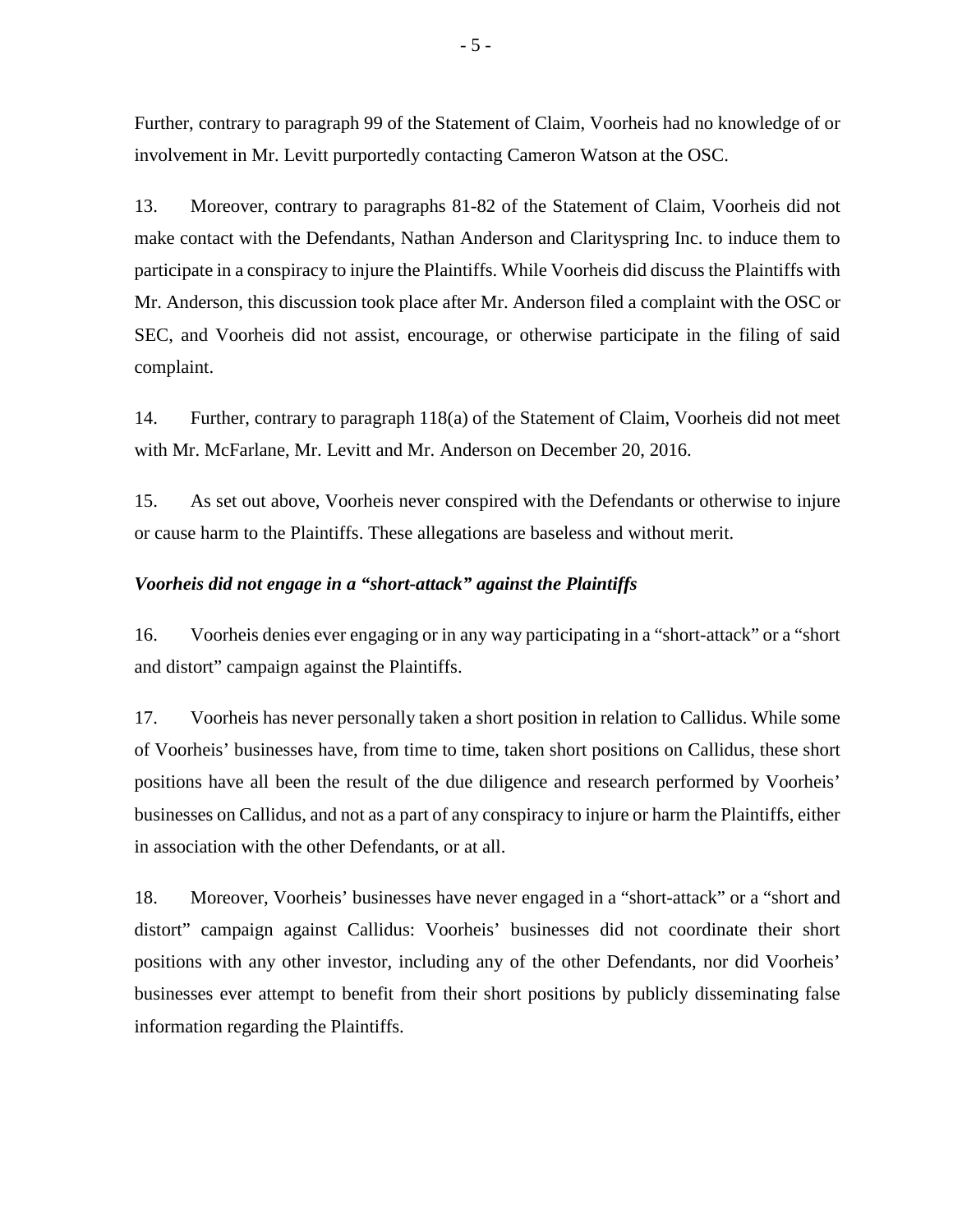Further, contrary to paragraph 99 of the Statement of Claim, Voorheis had no knowledge of or involvement in Mr. Levitt purportedly contacting Cameron Watson at the OSC.

13. Moreover, contrary to paragraphs 81-82 of the Statement of Claim, Voorheis did not make contact with the Defendants, Nathan Anderson and Clarityspring Inc. to induce them to participate in a conspiracy to injure the Plaintiffs. While Voorheis did discuss the Plaintiffs with Mr. Anderson, this discussion took place after Mr. Anderson filed a complaint with the OSC or SEC, and Voorheis did not assist, encourage, or otherwise participate in the filing of said complaint.

14. Further, contrary to paragraph 118(a) of the Statement of Claim, Voorheis did not meet with Mr. McFarlane, Mr. Levitt and Mr. Anderson on December 20, 2016.

15. As set out above, Voorheis never conspired with the Defendants or otherwise to injure or cause harm to the Plaintiffs. These allegations are baseless and without merit.

***Voorheis did not engage in a "short-attack" against the Plaintiffs***

16. Voorheis denies ever engaging or in any way participating in a "short-attack" or a "short and distort" campaign against the Plaintiffs.

17. Voorheis has never personally taken a short position in relation to Callidus. While some of Voorheis' businesses have, from time to time, taken short positions on Callidus, these short positions have all been the result of the due diligence and research performed by Voorheis' businesses on Callidus, and not as a part of any conspiracy to injure or harm the Plaintiffs, either in association with the other Defendants, or at all.

18. Moreover, Voorheis' businesses have never engaged in a "short-attack" or a "short and distort" campaign against Callidus: Voorheis' businesses did not coordinate their short positions with any other investor, including any of the other Defendants, nor did Voorheis' businesses ever attempt to benefit from their short positions by publicly disseminating false information regarding the Plaintiffs.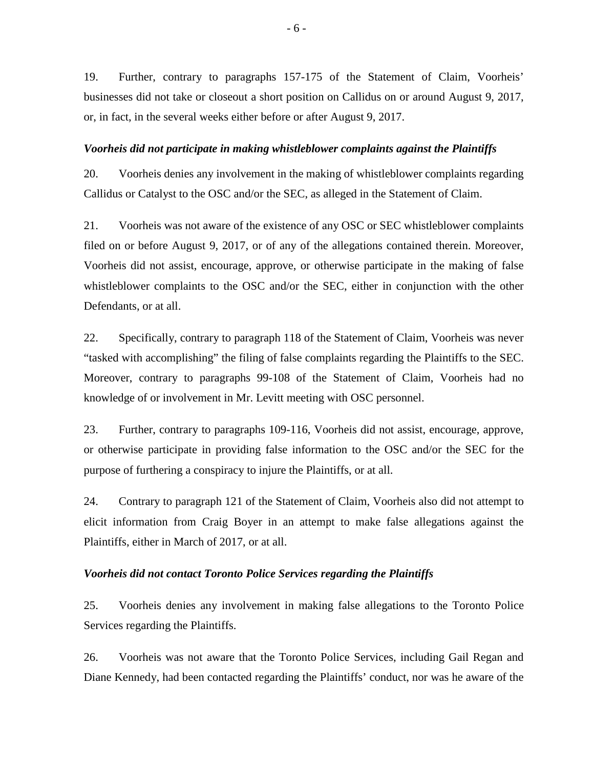19. Further, contrary to paragraphs 157-175 of the Statement of Claim, Voorheis' businesses did not take or closeout a short position on Callidus on or around August 9, 2017, or, in fact, in the several weeks either before or after August 9, 2017.

***Voorheis did not participate in making whistleblower complaints against the Plaintiffs***

20. Voorheis denies any involvement in the making of whistleblower complaints regarding Callidus or Catalyst to the OSC and/or the SEC, as alleged in the Statement of Claim.

21. Voorheis was not aware of the existence of any OSC or SEC whistleblower complaints filed on or before August 9, 2017, or of any of the allegations contained therein. Moreover, Voorheis did not assist, encourage, approve, or otherwise participate in the making of false whistleblower complaints to the OSC and/or the SEC, either in conjunction with the other Defendants, or at all.

22. Specifically, contrary to paragraph 118 of the Statement of Claim, Voorheis was never "tasked with accomplishing" the filing of false complaints regarding the Plaintiffs to the SEC. Moreover, contrary to paragraphs 99-108 of the Statement of Claim, Voorheis had no knowledge of or involvement in Mr. Levitt meeting with OSC personnel.

23. Further, contrary to paragraphs 109-116, Voorheis did not assist, encourage, approve, or otherwise participate in providing false information to the OSC and/or the SEC for the purpose of furthering a conspiracy to injure the Plaintiffs, or at all.

24. Contrary to paragraph 121 of the Statement of Claim, Voorheis also did not attempt to elicit information from Craig Boyer in an attempt to make false allegations against the Plaintiffs, either in March of 2017, or at all.

***Voorheis did not contact Toronto Police Services regarding the Plaintiffs***

25. Voorheis denies any involvement in making false allegations to the Toronto Police Services regarding the Plaintiffs.

26. Voorheis was not aware that the Toronto Police Services, including Gail Regan and Diane Kennedy, had been contacted regarding the Plaintiffs' conduct, nor was he aware of the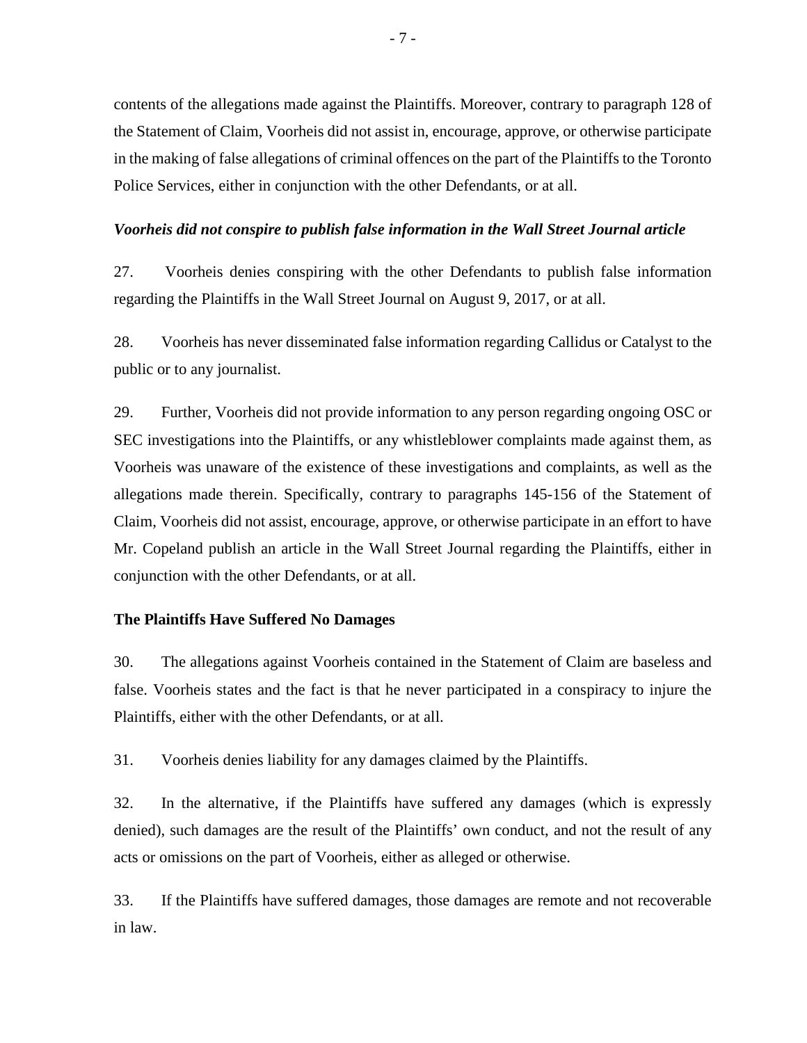contents of the allegations made against the Plaintiffs. Moreover, contrary to paragraph 128 of the Statement of Claim, Voorheis did not assist in, encourage, approve, or otherwise participate in the making of false allegations of criminal offences on the part of the Plaintiffs to the Toronto Police Services, either in conjunction with the other Defendants, or at all.

***Voorheis did not conspire to publish false information in the Wall Street Journal article***

27. Voorheis denies conspiring with the other Defendants to publish false information regarding the Plaintiffs in the Wall Street Journal on August 9, 2017, or at all.

28. Voorheis has never disseminated false information regarding Callidus or Catalyst to the public or to any journalist.

29. Further, Voorheis did not provide information to any person regarding ongoing OSC or SEC investigations into the Plaintiffs, or any whistleblower complaints made against them, as Voorheis was unaware of the existence of these investigations and complaints, as well as the allegations made therein. Specifically, contrary to paragraphs 145-156 of the Statement of Claim, Voorheis did not assist, encourage, approve, or otherwise participate in an effort to have Mr. Copeland publish an article in the Wall Street Journal regarding the Plaintiffs, either in conjunction with the other Defendants, or at all.

**The Plaintiffs Have Suffered No Damages**

30. The allegations against Voorheis contained in the Statement of Claim are baseless and false. Voorheis states and the fact is that he never participated in a conspiracy to injure the Plaintiffs, either with the other Defendants, or at all.

31. Voorheis denies liability for any damages claimed by the Plaintiffs.

32. In the alternative, if the Plaintiffs have suffered any damages (which is expressly denied), such damages are the result of the Plaintiffs' own conduct, and not the result of any acts or omissions on the part of Voorheis, either as alleged or otherwise.

33. If the Plaintiffs have suffered damages, those damages are remote and not recoverable in law.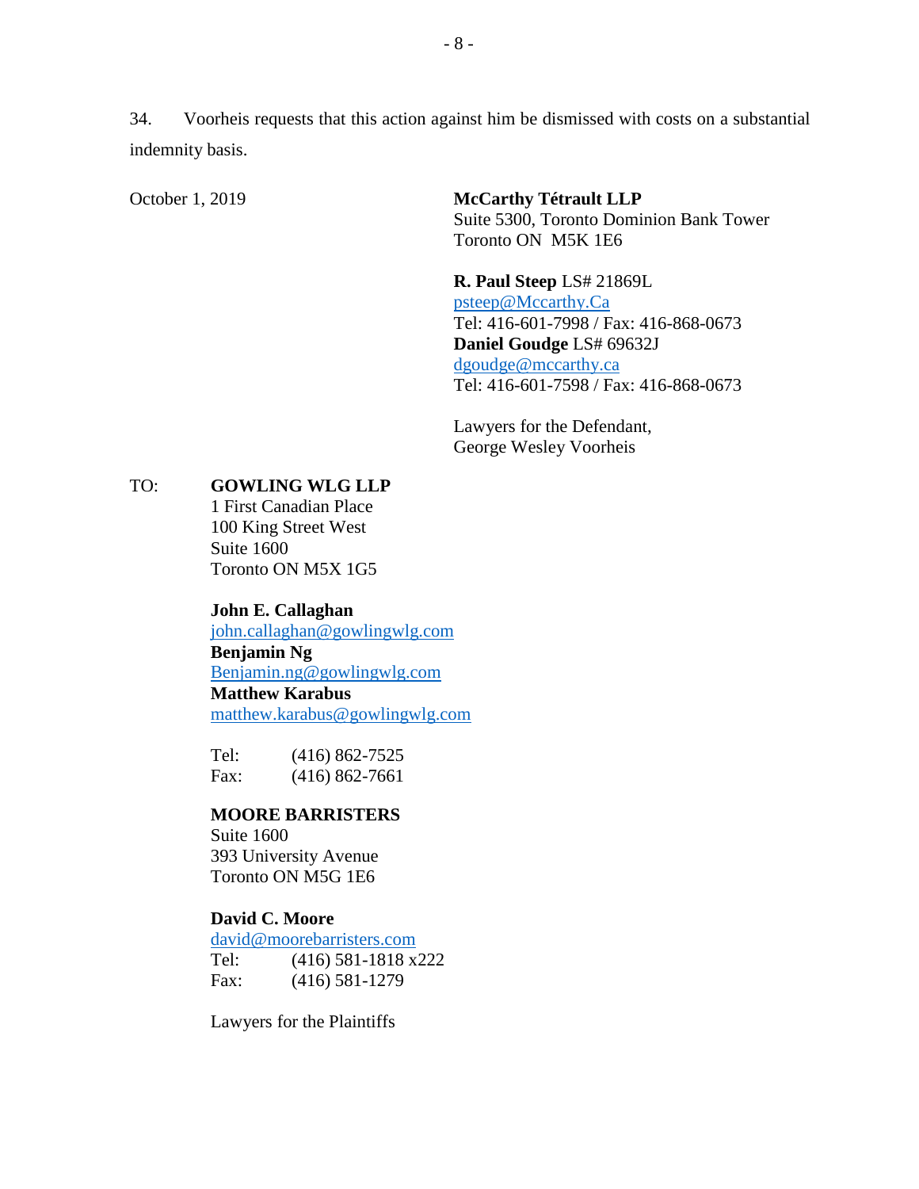34. Voorheis requests that this action against him be dismissed with costs on a substantial indemnity basis.

October 1, 2019

**McCarthy Tétrault LLP**
Suite 5300, Toronto Dominion Bank Tower
Toronto ON M5K 1E6

**R. Paul Steep** LS# 21869L
psteep@Mccarthy.Ca
Tel: 416-601-7998 / Fax: 416-868-0673
**Daniel Goudge** LS# 69632J
dgoudge@mccarthy.ca
Tel: 416-601-7598 / Fax: 416-868-0673

Lawyers for the Defendant,
George Wesley Voorheis

TO: **GOWLING WLG LLP**
1 First Canadian Place
100 King Street West
Suite 1600
Toronto ON M5X 1G5

**John E. Callaghan**
john.callaghan@gowlingwlg.com
**Benjamin Ng**
Benjamin.ng@gowlingwlg.com
**Matthew Karabus**
matthew.karabus@gowlingwlg.com

Tel: (416) 862-7525
Fax: (416) 862-7661

**MOORE BARRISTERS**
Suite 1600
393 University Avenue
Toronto ON M5G 1E6

**David C. Moore**
david@moorebarristers.com
Tel: (416) 581-1818 x222
Fax: (416) 581-1279

Lawyers for the Plaintiffs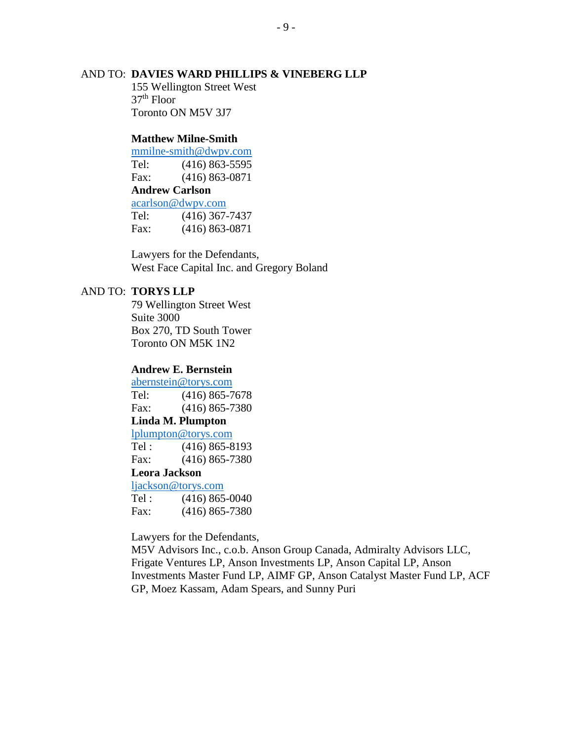AND TO: **DAVIES WARD PHILLIPS & VINEBERG LLP**
155 Wellington Street West
37th Floor
Toronto ON M5V 3J7

**Matthew Milne-Smith**
mmilne-smith@dwpv.com
Tel: (416) 863-5595
Fax: (416) 863-0871
**Andrew Carlson**
acarlson@dwpv.com
Tel: (416) 367-7437
Fax: (416) 863-0871

Lawyers for the Defendants,
West Face Capital Inc. and Gregory Boland

AND TO: **TORYS LLP**
79 Wellington Street West
Suite 3000
Box 270, TD South Tower
Toronto ON M5K 1N2

**Andrew E. Bernstein**
abernstein@torys.com
Tel: (416) 865-7678
Fax: (416) 865-7380
**Linda M. Plumpton**
lplumpton@torys.com
Tel : (416) 865-8193
Fax: (416) 865-7380
**Leora Jackson**
ljackson@torys.com
Tel : (416) 865-0040
Fax: (416) 865-7380

Lawyers for the Defendants,
M5V Advisors Inc., c.o.b. Anson Group Canada, Admiralty Advisors LLC, Frigate Ventures LP, Anson Investments LP, Anson Capital LP, Anson Investments Master Fund LP, AIMF GP, Anson Catalyst Master Fund LP, ACF GP, Moez Kassam, Adam Spears, and Sunny Puri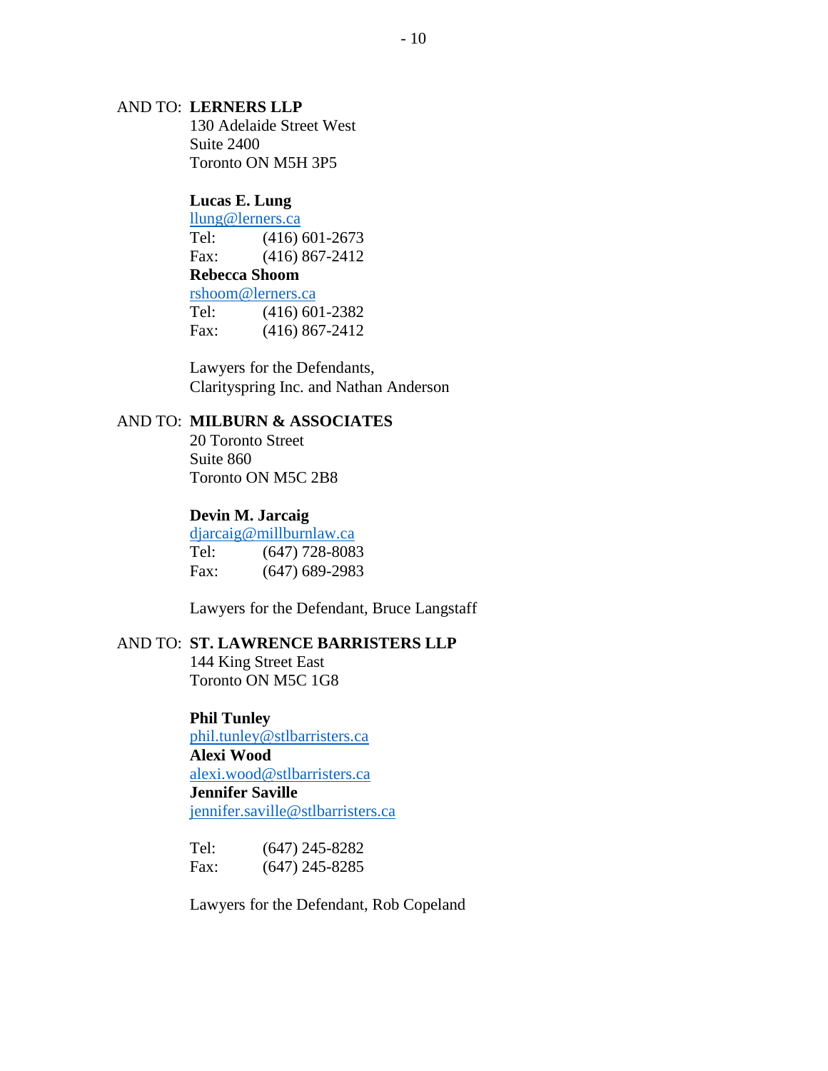AND TO: **LERNERS LLP**
130 Adelaide Street West
Suite 2400
Toronto ON M5H 3P5

**Lucas E. Lung**
llung@lerners.ca
Tel: (416) 601-2673
Fax: (416) 867-2412

**Rebecca Shoom**
rshoom@lerners.ca
Tel: (416) 601-2382
Fax: (416) 867-2412

Lawyers for the Defendants,
Clarityspring Inc. and Nathan Anderson

AND TO: **MILBURN & ASSOCIATES**
20 Toronto Street
Suite 860
Toronto ON M5C 2B8

**Devin M. Jarcaig**
djarcaig@millburnlaw.ca
Tel: (647) 728-8083
Fax: (647) 689-2983

Lawyers for the Defendant, Bruce Langstaff

AND TO: **ST. LAWRENCE BARRISTERS LLP**
144 King Street East
Toronto ON M5C 1G8

**Phil Tunley**
phil.tunley@stlbarristers.ca

**Alexi Wood**
alexi.wood@stlbarristers.ca

**Jennifer Saville**
jennifer.saville@stlbarristers.ca

Tel: (647) 245-8282
Fax: (647) 245-8285

Lawyers for the Defendant, Rob Copeland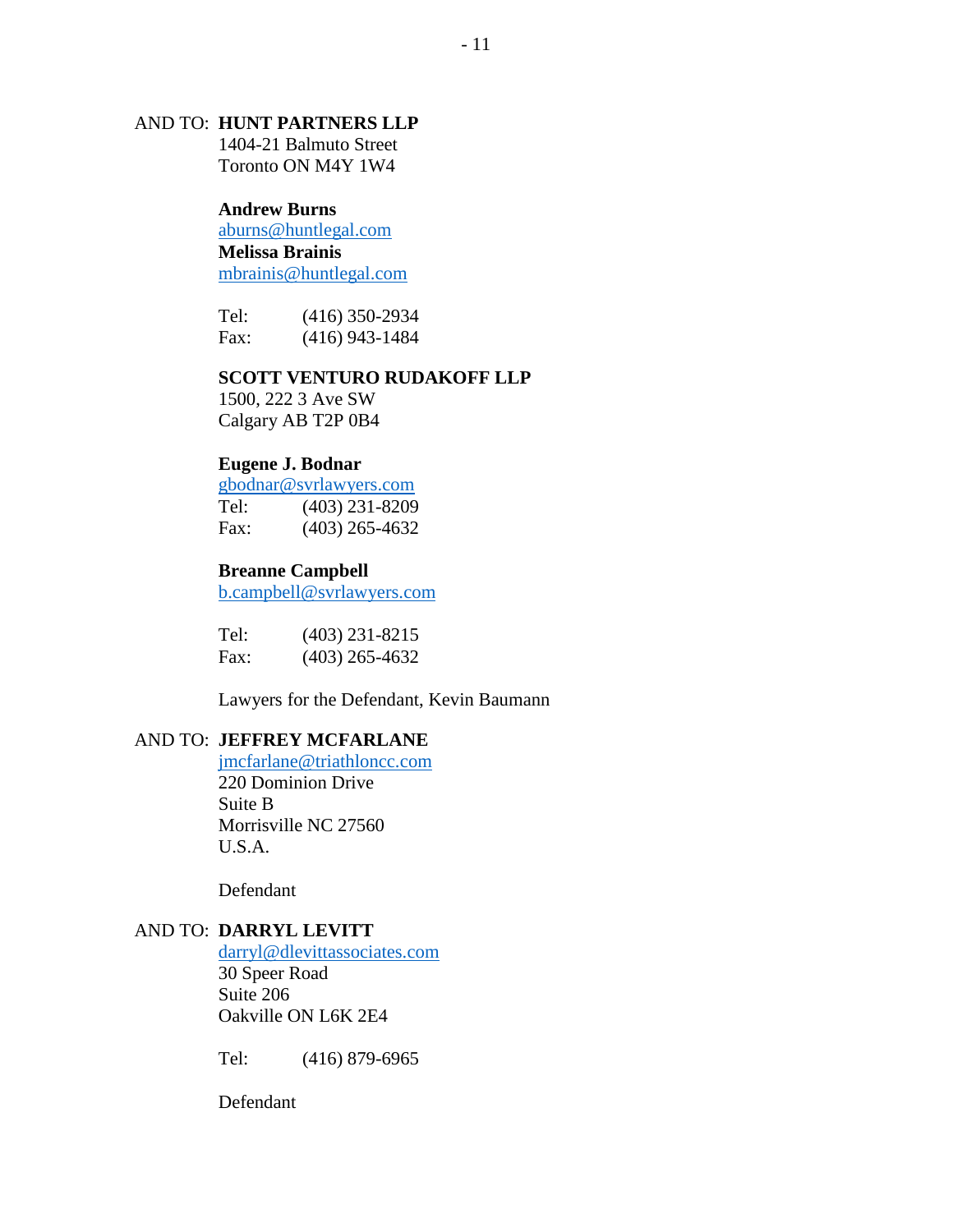AND TO: **HUNT PARTNERS LLP**
1404-21 Balmuto Street
Toronto ON M4Y 1W4

**Andrew Burns**
aburns@huntlegal.com
**Melissa Brainis**
mbrainis@huntlegal.com

Tel: (416) 350-2934
Fax: (416) 943-1484

**SCOTT VENTURO RUDAKOFF LLP**
1500, 222 3 Ave SW
Calgary AB T2P 0B4

**Eugene J. Bodnar**
gbodnar@svrlawyers.com
Tel: (403) 231-8209
Fax: (403) 265-4632

**Breanne Campbell**
b.campbell@svrlawyers.com

Tel: (403) 231-8215
Fax: (403) 265-4632

Lawyers for the Defendant, Kevin Baumann

AND TO: **JEFFREY MCFARLANE**
jmcfarlane@triathloncc.com
220 Dominion Drive
Suite B
Morrisville NC 27560
U.S.A.

Defendant

AND TO: **DARRYL LEVITT**
darryl@dlevittassociates.com
30 Speer Road
Suite 206
Oakville ON L6K 2E4

Tel: (416) 879-6965

Defendant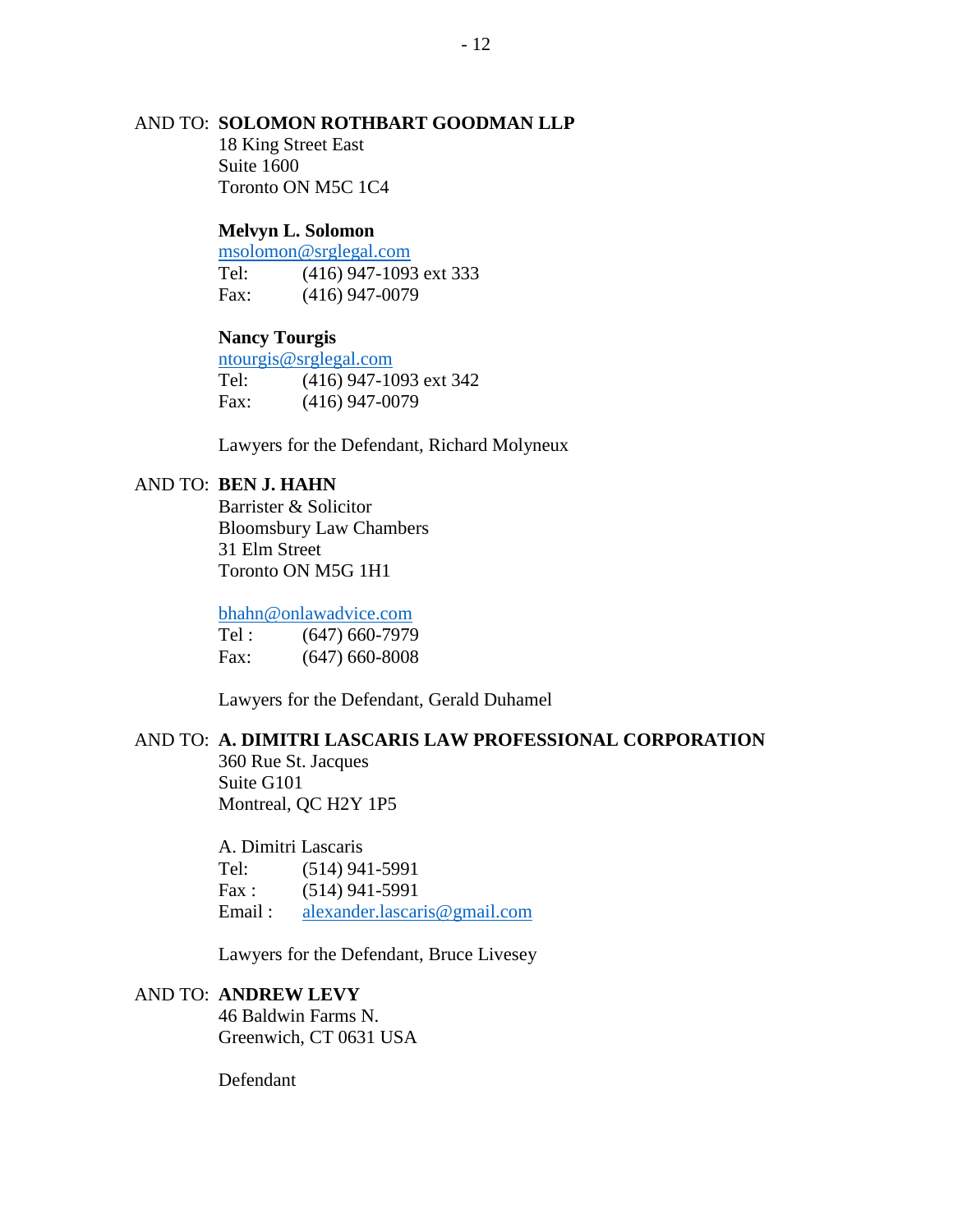AND TO: **SOLOMON ROTHBART GOODMAN LLP**
18 King Street East
Suite 1600
Toronto ON M5C 1C4

**Melvyn L. Solomon**
msolomon@srglegal.com
Tel: (416) 947-1093 ext 333
Fax: (416) 947-0079

**Nancy Tourgis**
ntourgis@srglegal.com
Tel: (416) 947-1093 ext 342
Fax: (416) 947-0079

Lawyers for the Defendant, Richard Molyneux

AND TO: **BEN J. HAHN**
Barrister & Solicitor
Bloomsbury Law Chambers
31 Elm Street
Toronto ON M5G 1H1

bhahn@onlawadvice.com
Tel : (647) 660-7979
Fax: (647) 660-8008

Lawyers for the Defendant, Gerald Duhamel

AND TO: **A. DIMITRI LASCARIS LAW PROFESSIONAL CORPORATION**
360 Rue St. Jacques
Suite G101
Montreal, QC H2Y 1P5

A. Dimitri Lascaris
Tel: (514) 941-5991
Fax : (514) 941-5991
Email : alexander.lascaris@gmail.com

Lawyers for the Defendant, Bruce Livesey

AND TO: **ANDREW LEVY**
46 Baldwin Farms N.
Greenwich, CT 0631 USA

Defendant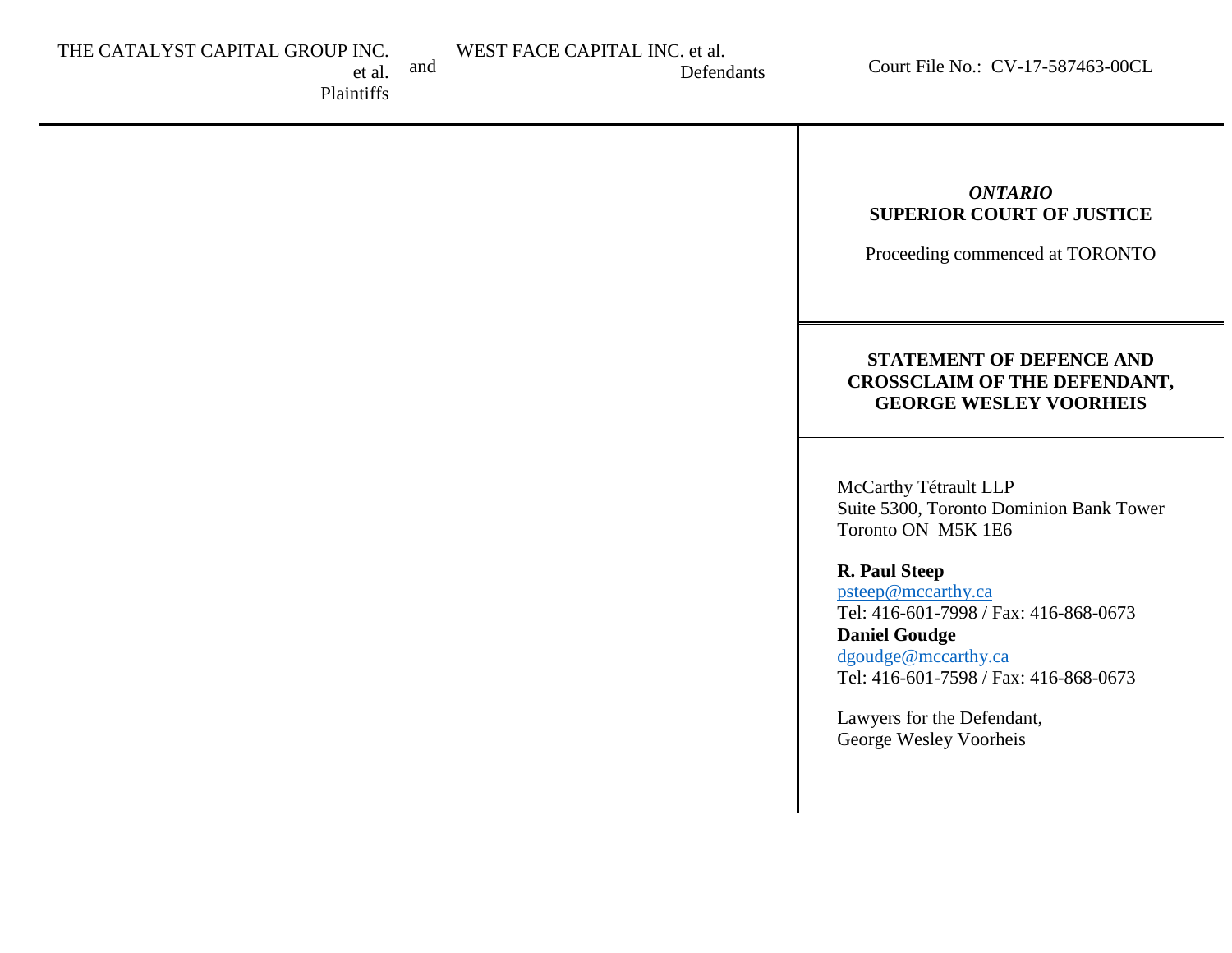THE CATALYST CAPITAL GROUP INC. et al.
Plaintiffs

and

WEST FACE CAPITAL INC. et al.
Defendants

Court File No.: CV-17-587463-00CL

*ONTARIO*
**SUPERIOR COURT OF JUSTICE**

Proceeding commenced at TORONTO

**STATEMENT OF DEFENCE AND CROSSCLAIM OF THE DEFENDANT, GEORGE WESLEY VOORHEIS**

McCarthy Tétrault LLP
Suite 5300, Toronto Dominion Bank Tower
Toronto ON M5K 1E6

**R. Paul Steep**
psteep@mccarthy.ca
Tel: 416-601-7998 / Fax: 416-868-0673
**Daniel Goudge**
dgoudge@mccarthy.ca
Tel: 416-601-7598 / Fax: 416-868-0673

Lawyers for the Defendant,
George Wesley Voorheis